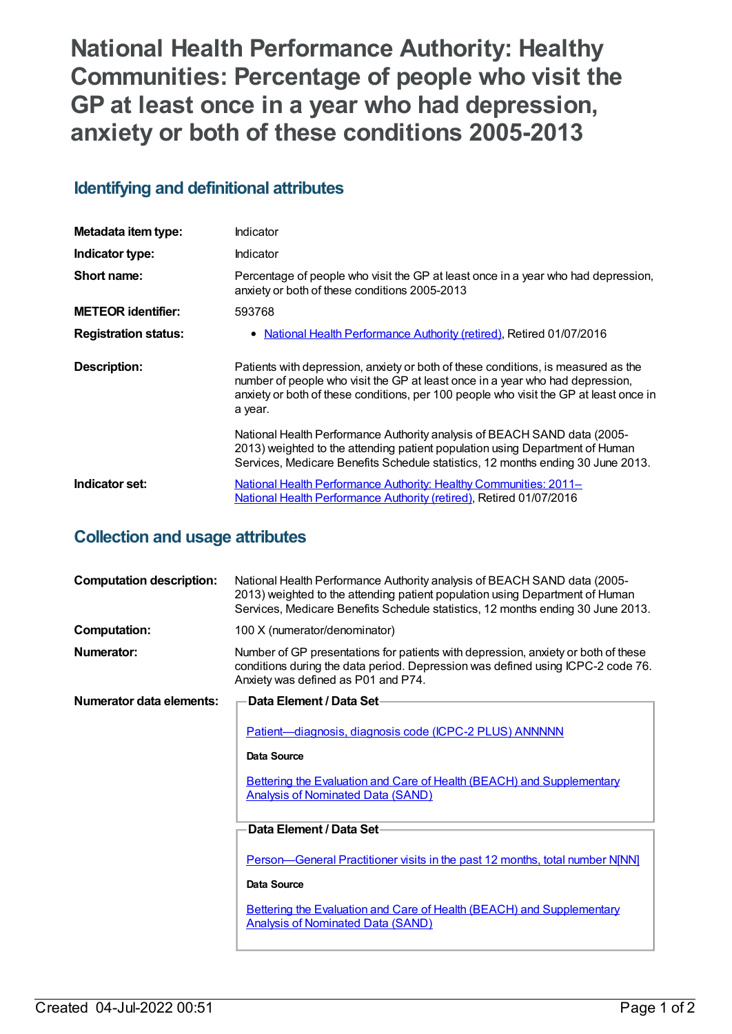# National Health Performance Authority: Healthy Communities: Percentage of people who visit the GP at least once in a year who had depression, anxiety or both of these conditions 2005-2013

## Identifying and definitional attributes

| | |
|---|---|
| **Metadata item type:** | Indicator |
| **Indicator type:** | Indicator |
| **Short name:** | Percentage of people who visit the GP at least once in a year who had depression, anxiety or both of these conditions 2005-2013 |
| **METEOR identifier:** | 593768 |
| **Registration status:** | • National Health Performance Authority (retired), Retired 01/07/2016 |
| **Description:** | Patients with depression, anxiety or both of these conditions, is measured as the number of people who visit the GP at least once in a year who had depression, anxiety or both of these conditions, per 100 people who visit the GP at least once in a year.<br><br>National Health Performance Authority analysis of BEACH SAND data (2005-2013) weighted to the attending patient population using Department of Human Services, Medicare Benefits Schedule statistics, 12 months ending 30 June 2013. |
| **Indicator set:** | National Health Performance Authority: Healthy Communities: 2011– National Health Performance Authority (retired), Retired 01/07/2016 |

## Collection and usage attributes

| | |
|---|---|
| **Computation description:** | National Health Performance Authority analysis of BEACH SAND data (2005-2013) weighted to the attending patient population using Department of Human Services, Medicare Benefits Schedule statistics, 12 months ending 30 June 2013. |
| **Computation:** | 100 X (numerator/denominator) |
| **Numerator:** | Number of GP presentations for patients with depression, anxiety or both of these conditions during the data period. Depression was defined using ICPC-2 code 76. Anxiety was defined as P01 and P74. |
| **Numerator data elements:** | **Data Element / Data Set**<br><br>Patient—diagnosis, diagnosis code (ICPC-2 PLUS) ANNNNN<br><br>**Data Source**<br><br>Bettering the Evaluation and Care of Health (BEACH) and Supplementary Analysis of Nominated Data (SAND)<br><br>**Data Element / Data Set**<br><br>Person—General Practitioner visits in the past 12 months, total number N[NN]<br><br>**Data Source**<br><br>Bettering the Evaluation and Care of Health (BEACH) and Supplementary Analysis of Nominated Data (SAND) |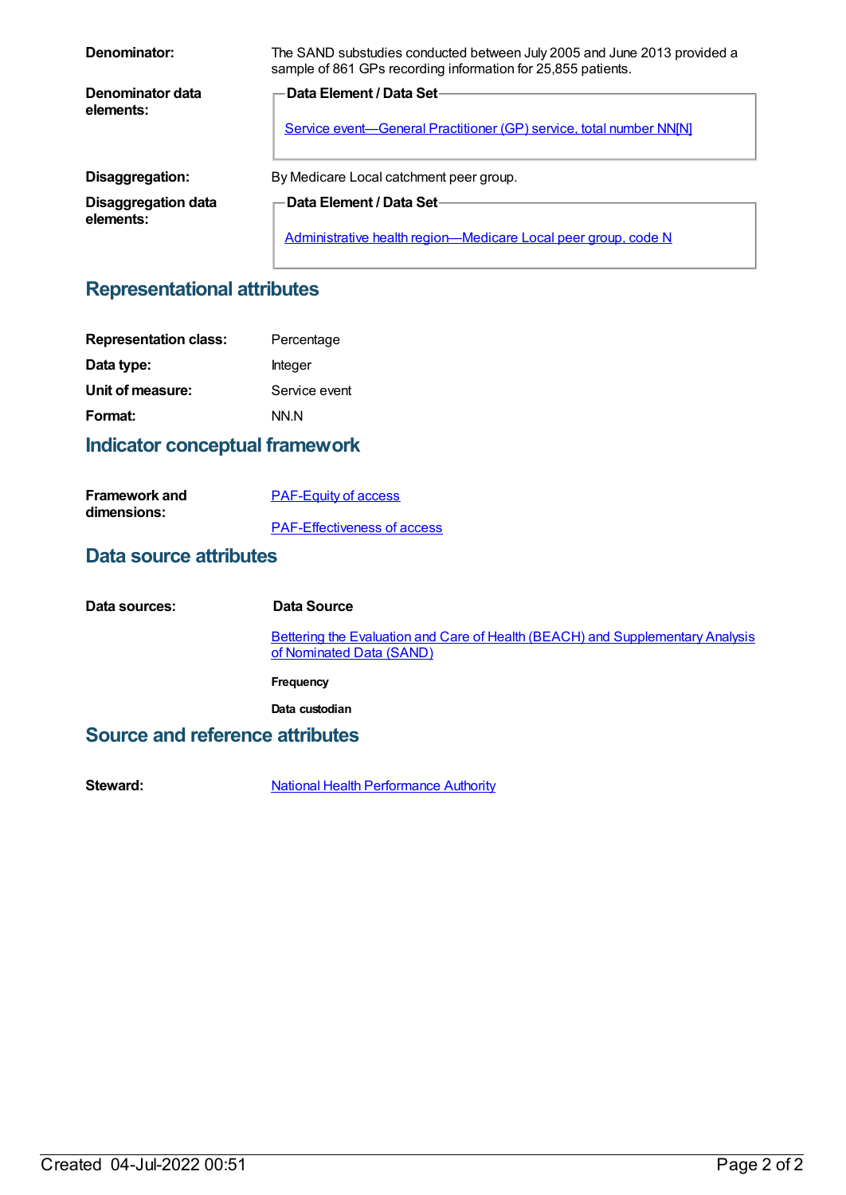**Denominator:** The SAND substudies conducted between July 2005 and June 2013 provided a sample of 861 GPs recording information for 25,855 patients.

**Denominator data elements:**

**Data Element / Data Set**

Service event—General Practitioner (GP) service, total number NN[N]

**Disaggregation:** By Medicare Local catchment peer group.

**Disaggregation data elements:**

**Data Element / Data Set**

Administrative health region—Medicare Local peer group, code N

## Representational attributes

**Representation class:** Percentage

**Data type:** Integer

**Unit of measure:** Service event

**Format:** NN.N

## Indicator conceptual framework

**Framework and dimensions:**

PAF-Equity of access

PAF-Effectiveness of access

## Data source attributes

**Data sources:**

**Data Source**

Bettering the Evaluation and Care of Health (BEACH) and Supplementary Analysis of Nominated Data (SAND)

**Frequency**

**Data custodian**

## Source and reference attributes

**Steward:** National Health Performance Authority